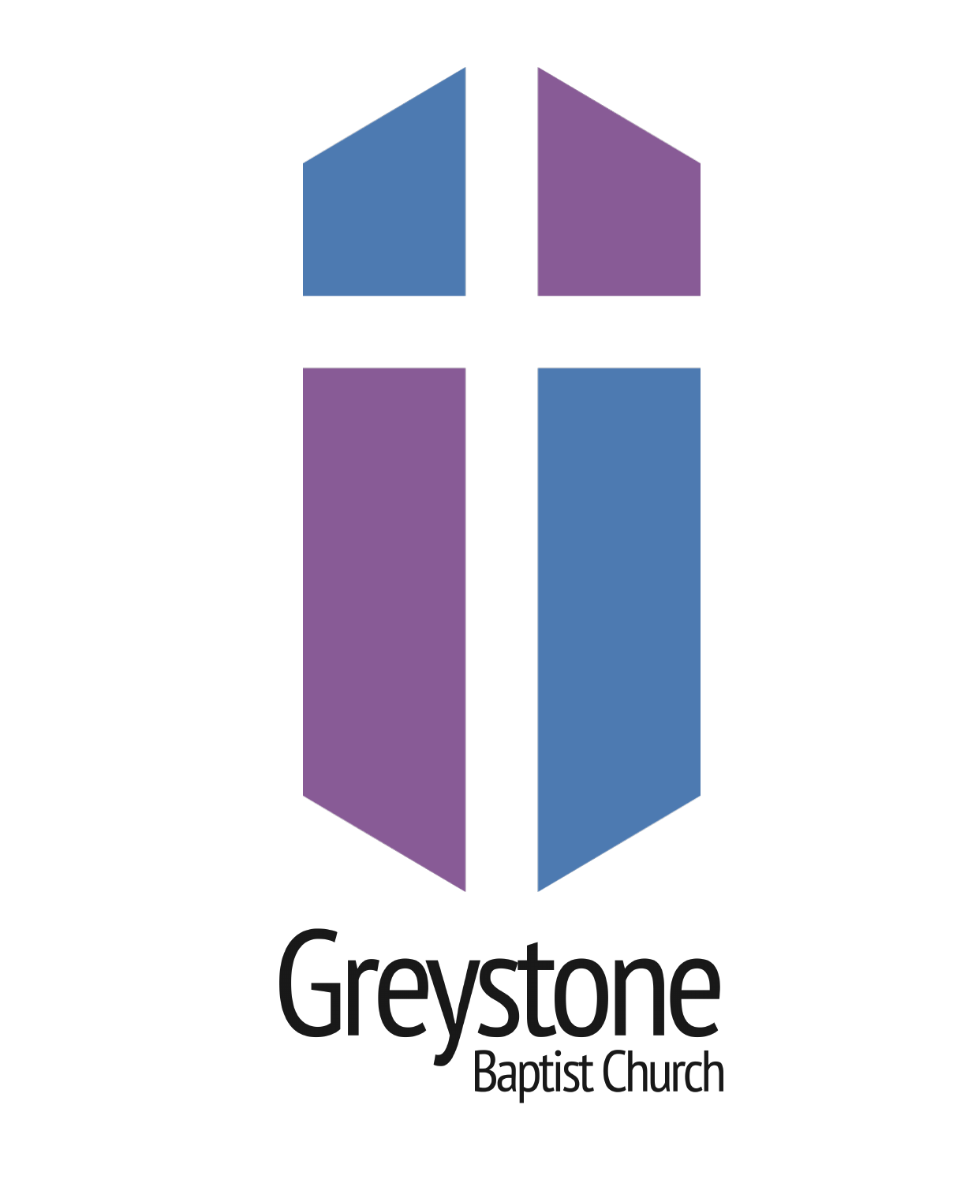# Greystone

Baptist Church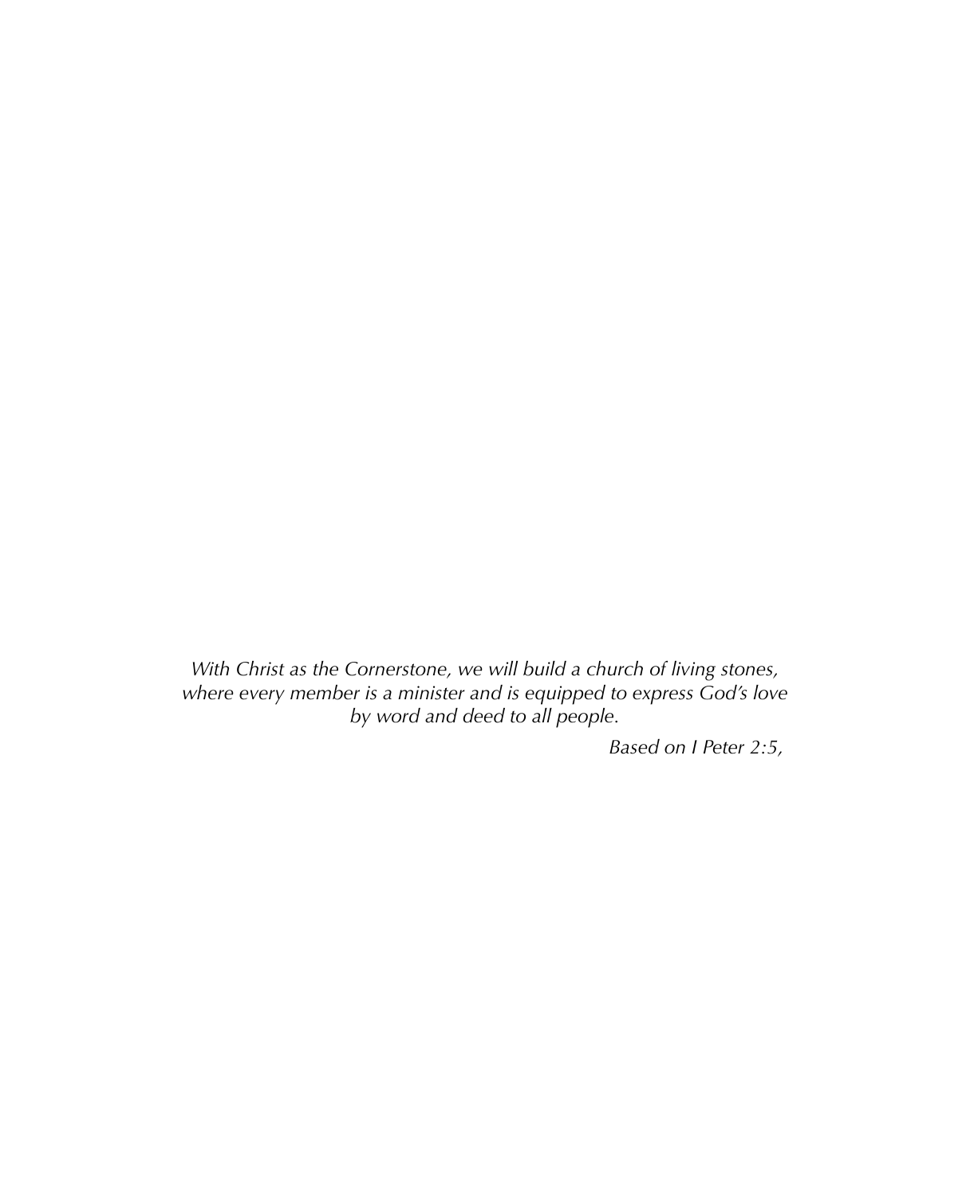*With Christ as the Cornerstone, we will build a church of living stones, where every member is a minister and is equipped to express God's love by word and deed to all people.*

*Based on I Peter 2:5,*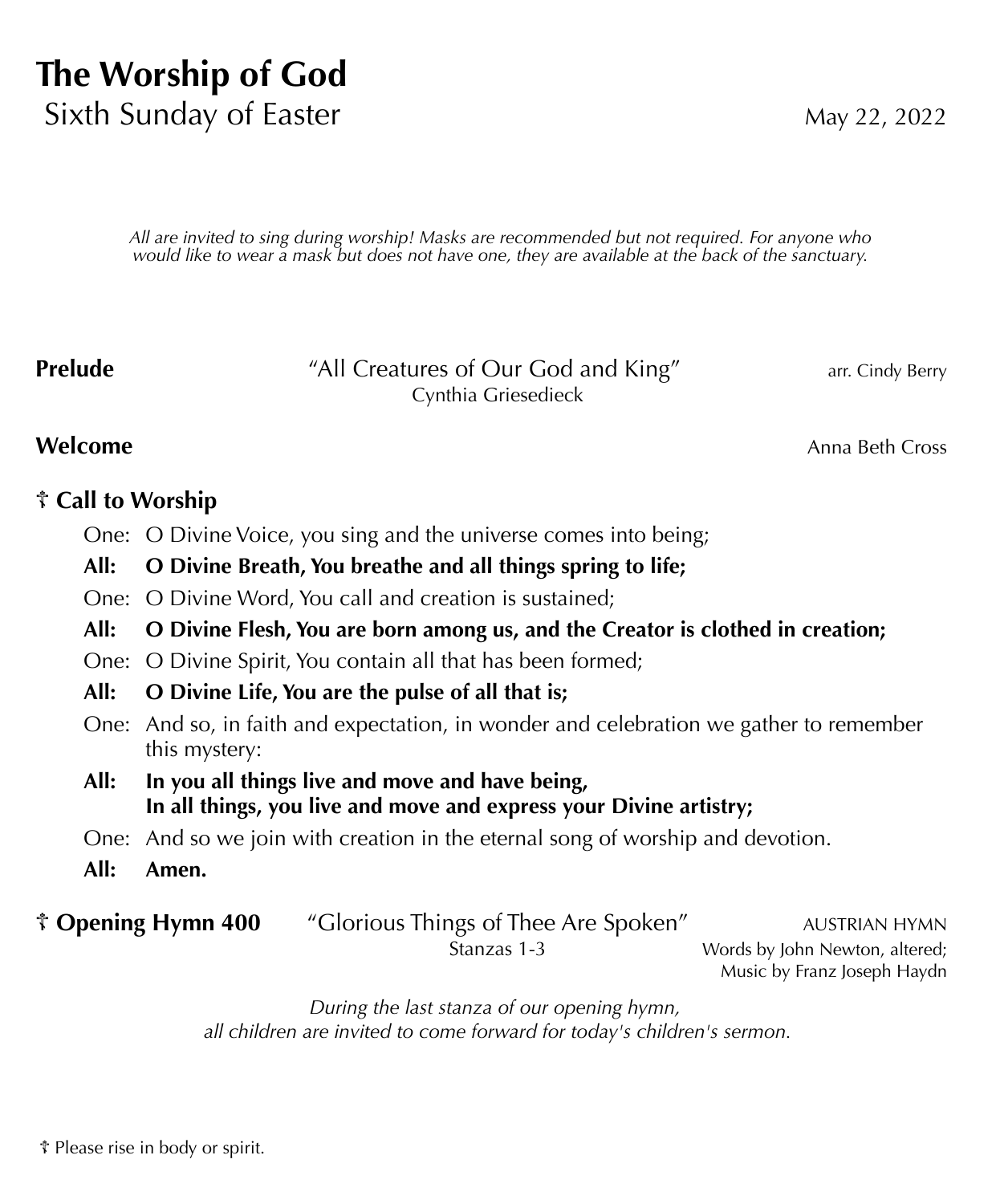# The Worship of God

## Sixth Sunday of Easter

May 22, 2022

*All are invited to sing during worship! Masks are recommended but not required. For anyone who would like to wear a mask but does not have one, they are available at the back of the sanctuary.*

**Prelude** "All Creatures of Our God and King" arr. Cindy Berry
Cynthia Griesedieck

**Welcome** Anna Beth Cross

**☦ Call to Worship**

One: O Divine Voice, you sing and the universe comes into being;

**All: O Divine Breath, You breathe and all things spring to life;**

One: O Divine Word, You call and creation is sustained;

**All: O Divine Flesh, You are born among us, and the Creator is clothed in creation;**

One: O Divine Spirit, You contain all that has been formed;

**All: O Divine Life, You are the pulse of all that is;**

One: And so, in faith and expectation, in wonder and celebration we gather to remember this mystery:

**All: In you all things live and move and have being,**
**In all things, you live and move and express your Divine artistry;**

One: And so we join with creation in the eternal song of worship and devotion.

**All: Amen.**

**☦ Opening Hymn 400** "Glorious Things of Thee Are Spoken" AUSTRIAN HYMN
Stanzas 1-3
Words by John Newton, altered;
Music by Franz Joseph Haydn

*During the last stanza of our opening hymn,*
*all children are invited to come forward for today's children's sermon.*

☦ Please rise in body or spirit.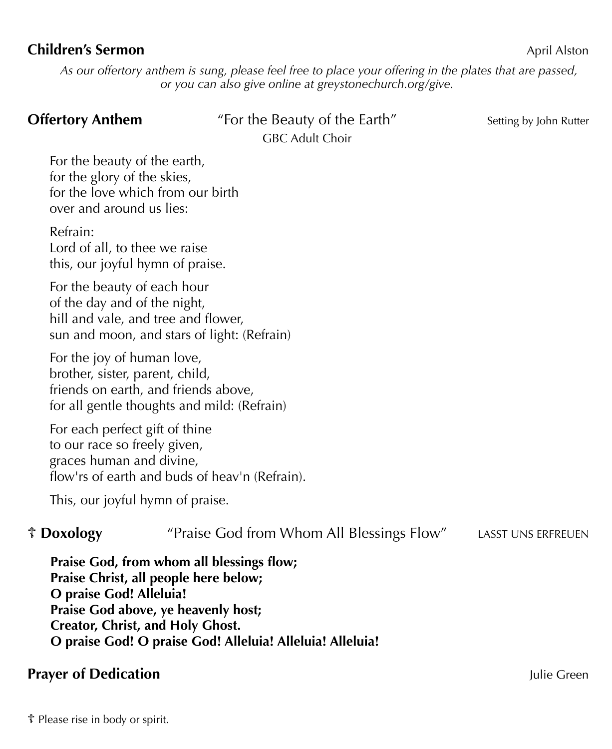**Children's Sermon** April Alston

*As our offertory anthem is sung, please feel free to place your offering in the plates that are passed, or you can also give online at greystonechurch.org/give.*

**Offertory Anthem** "For the Beauty of the Earth" Setting by John Rutter

GBC Adult Choir

For the beauty of the earth,
for the glory of the skies,
for the love which from our birth
over and around us lies:

Refrain:
Lord of all, to thee we raise
this, our joyful hymn of praise.

For the beauty of each hour
of the day and of the night,
hill and vale, and tree and flower,
sun and moon, and stars of light: (Refrain)

For the joy of human love,
brother, sister, parent, child,
friends on earth, and friends above,
for all gentle thoughts and mild: (Refrain)

For each perfect gift of thine
to our race so freely given,
graces human and divine,
flow'rs of earth and buds of heav'n (Refrain).

This, our joyful hymn of praise.

☦ **Doxology** "Praise God from Whom All Blessings Flow" LASST UNS ERFREUEN

**Praise God, from whom all blessings flow;**
**Praise Christ, all people here below;**
**O praise God! Alleluia!**
**Praise God above, ye heavenly host;**
**Creator, Christ, and Holy Ghost.**
**O praise God! O praise God! Alleluia! Alleluia! Alleluia!**

**Prayer of Dedication** Julie Green

☦ Please rise in body or spirit.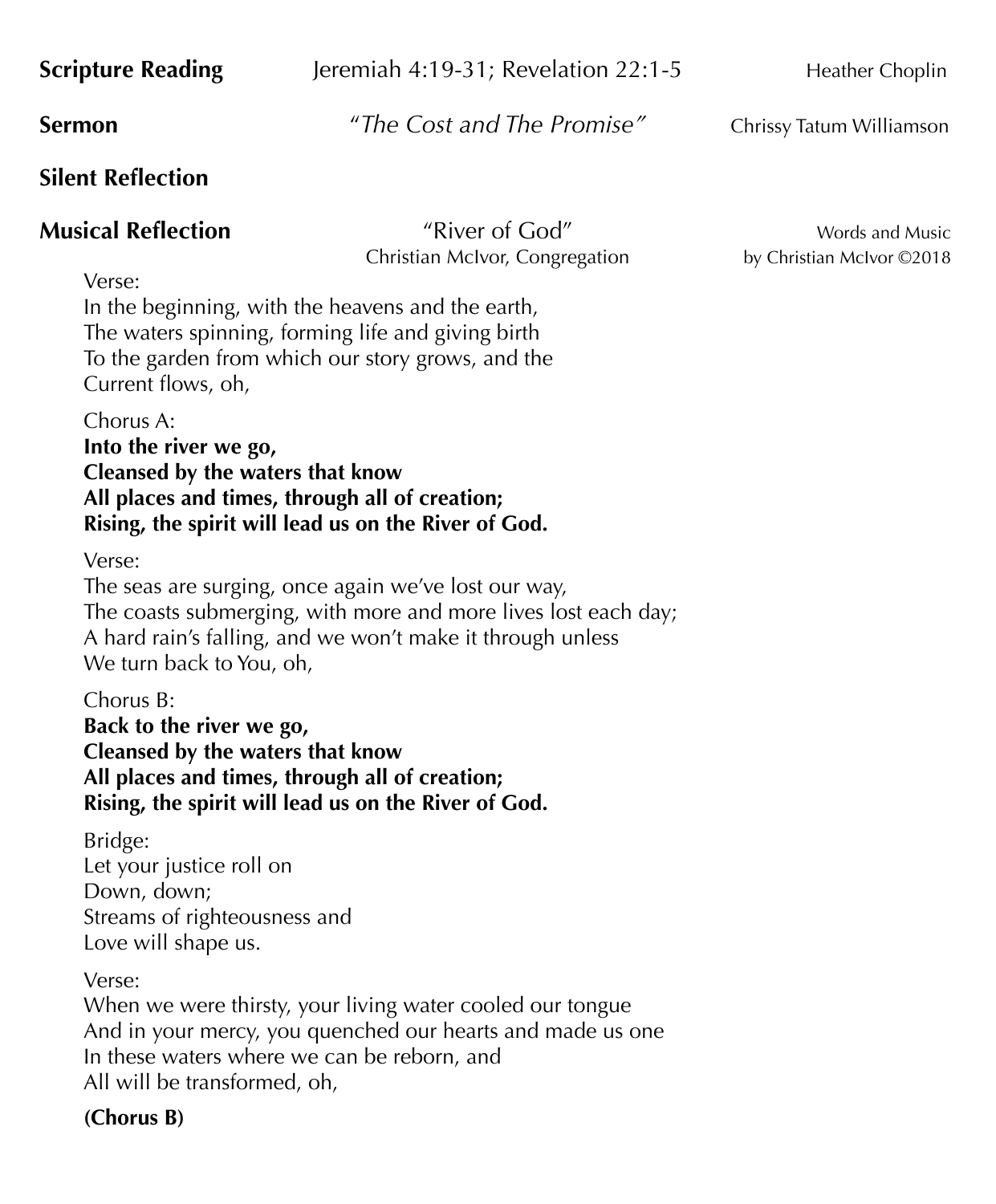**Scripture Reading** Jeremiah 4:19-31; Revelation 22:1-5 Heather Choplin

**Sermon** *"The Cost and The Promise"* Chrissy Tatum Williamson

**Silent Reflection**

**Musical Reflection** "River of God" Words and Music
Christian McIvor, Congregation by Christian McIvor ©2018

Verse:
In the beginning, with the heavens and the earth,
The waters spinning, forming life and giving birth
To the garden from which our story grows, and the
Current flows, oh,

Chorus A:
**Into the river we go,**
**Cleansed by the waters that know**
**All places and times, through all of creation;**
**Rising, the spirit will lead us on the River of God.**

Verse:
The seas are surging, once again we've lost our way,
The coasts submerging, with more and more lives lost each day;
A hard rain's falling, and we won't make it through unless
We turn back to You, oh,

Chorus B:
**Back to the river we go,**
**Cleansed by the waters that know**
**All places and times, through all of creation;**
**Rising, the spirit will lead us on the River of God.**

Bridge:
Let your justice roll on
Down, down;
Streams of righteousness and
Love will shape us.

Verse:
When we were thirsty, your living water cooled our tongue
And in your mercy, you quenched our hearts and made us one
In these waters where we can be reborn, and
All will be transformed, oh,

**(Chorus B)**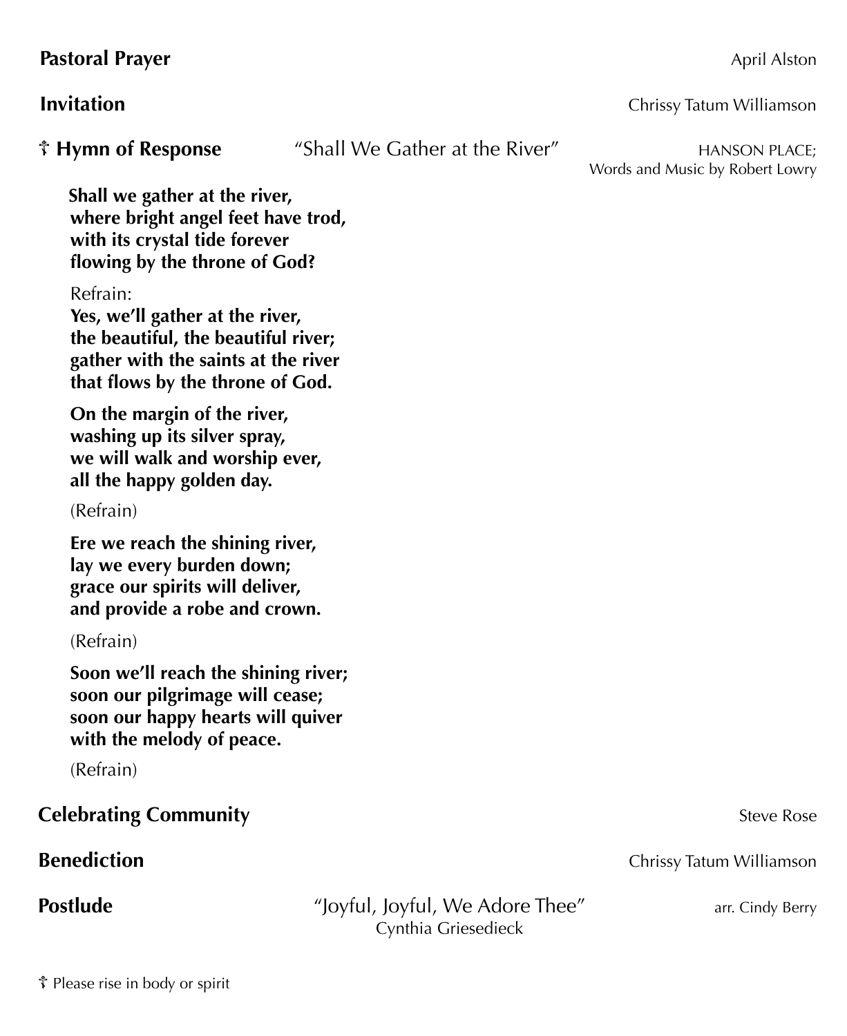**Pastoral Prayer** April Alston

**Invitation** Chrissy Tatum Williamson

☦ **Hymn of Response** "Shall We Gather at the River" HANSON PLACE; Words and Music by Robert Lowry

**Shall we gather at the river,**
**where bright angel feet have trod,**
**with its crystal tide forever**
**flowing by the throne of God?**

Refrain:
**Yes, we'll gather at the river,**
**the beautiful, the beautiful river;**
**gather with the saints at the river**
**that flows by the throne of God.**

**On the margin of the river,**
**washing up its silver spray,**
**we will walk and worship ever,**
**all the happy golden day.**

(Refrain)

**Ere we reach the shining river,**
**lay we every burden down;**
**grace our spirits will deliver,**
**and provide a robe and crown.**

(Refrain)

**Soon we'll reach the shining river;**
**soon our pilgrimage will cease;**
**soon our happy hearts will quiver**
**with the melody of peace.**

(Refrain)

**Celebrating Community** Steve Rose

**Benediction** Chrissy Tatum Williamson

**Postlude** "Joyful, Joyful, We Adore Thee" arr. Cindy Berry
Cynthia Griesedieck

☦ Please rise in body or spirit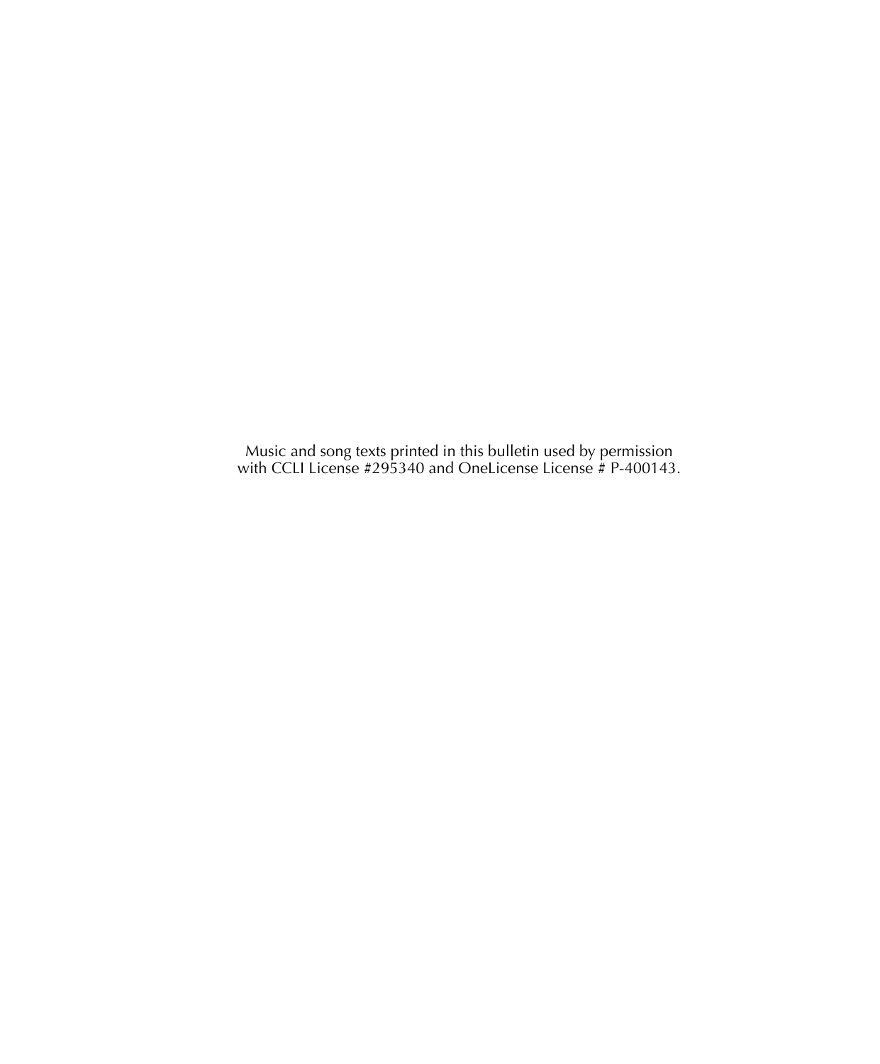Music and song texts printed in this bulletin used by permission
with CCLI License #295340 and OneLicense License # P-400143.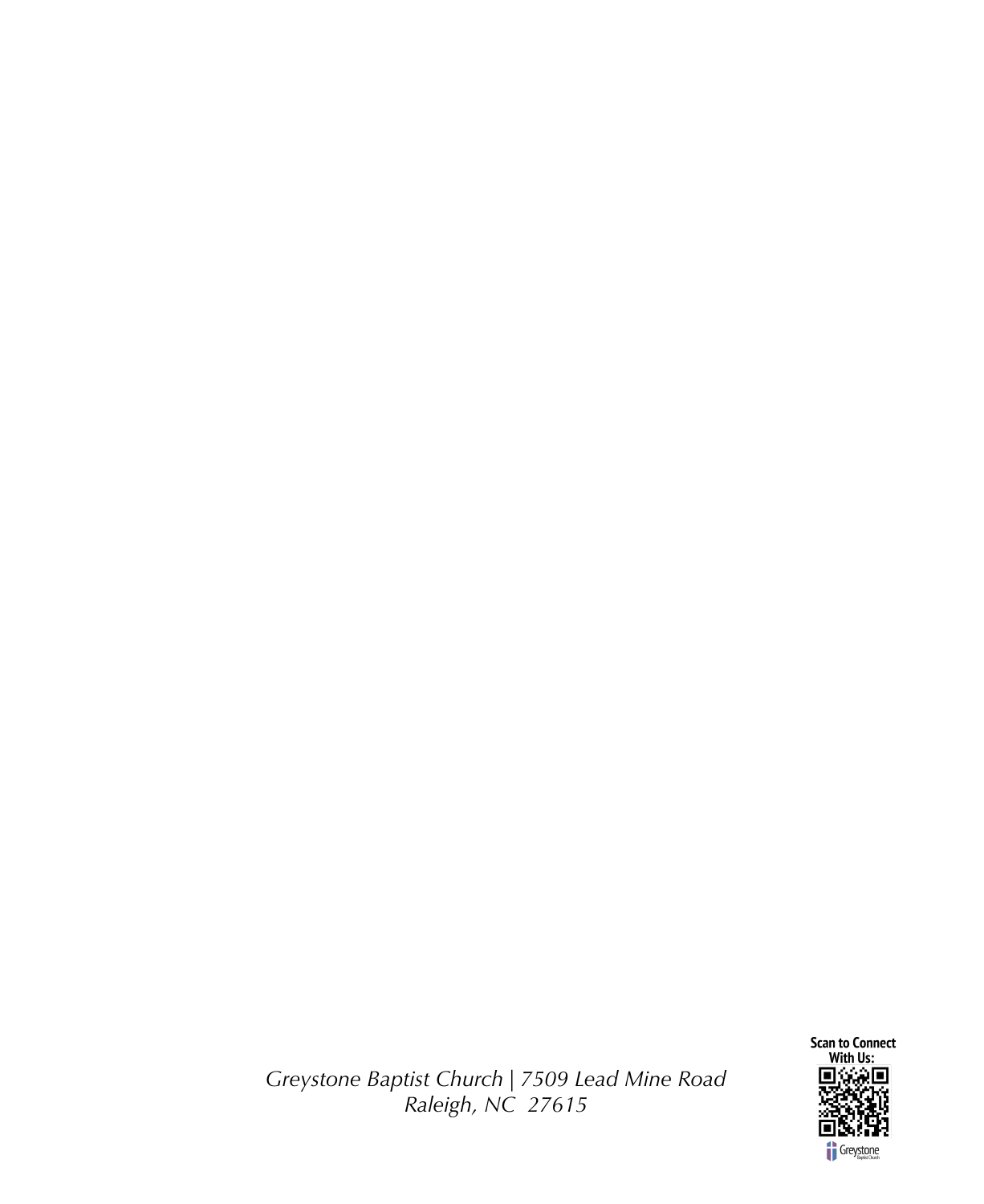*Greystone Baptist Church | 7509 Lead Mine Road*
*Raleigh, NC 27615*

**Scan to Connect With Us:**